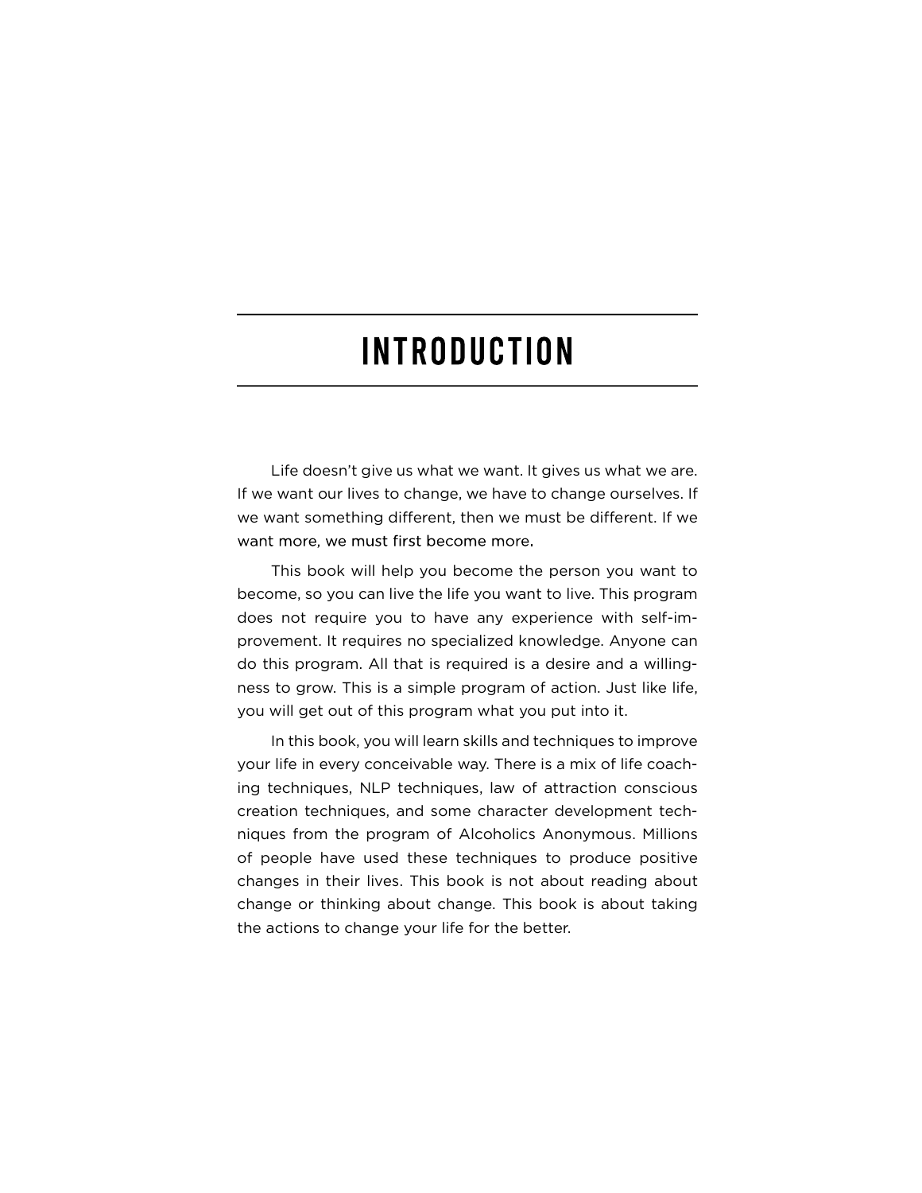# INTRODUCTION

Life doesn't give us what we want. It gives us what we are. If we want our lives to change, we have to change ourselves. If we want something different, then we must be different. If we want more, we must first become more.

This book will help you become the person you want to become, so you can live the life you want to live. This program does not require you to have any experience with self-improvement. It requires no specialized knowledge. Anyone can do this program. All that is required is a desire and a willingness to grow. This is a simple program of action. Just like life, you will get out of this program what you put into it.

In this book, you will learn skills and techniques to improve your life in every conceivable way. There is a mix of life coaching techniques, NLP techniques, law of attraction conscious creation techniques, and some character development techniques from the program of Alcoholics Anonymous. Millions of people have used these techniques to produce positive changes in their lives. This book is not about reading about change or thinking about change. This book is about taking the actions to change your life for the better.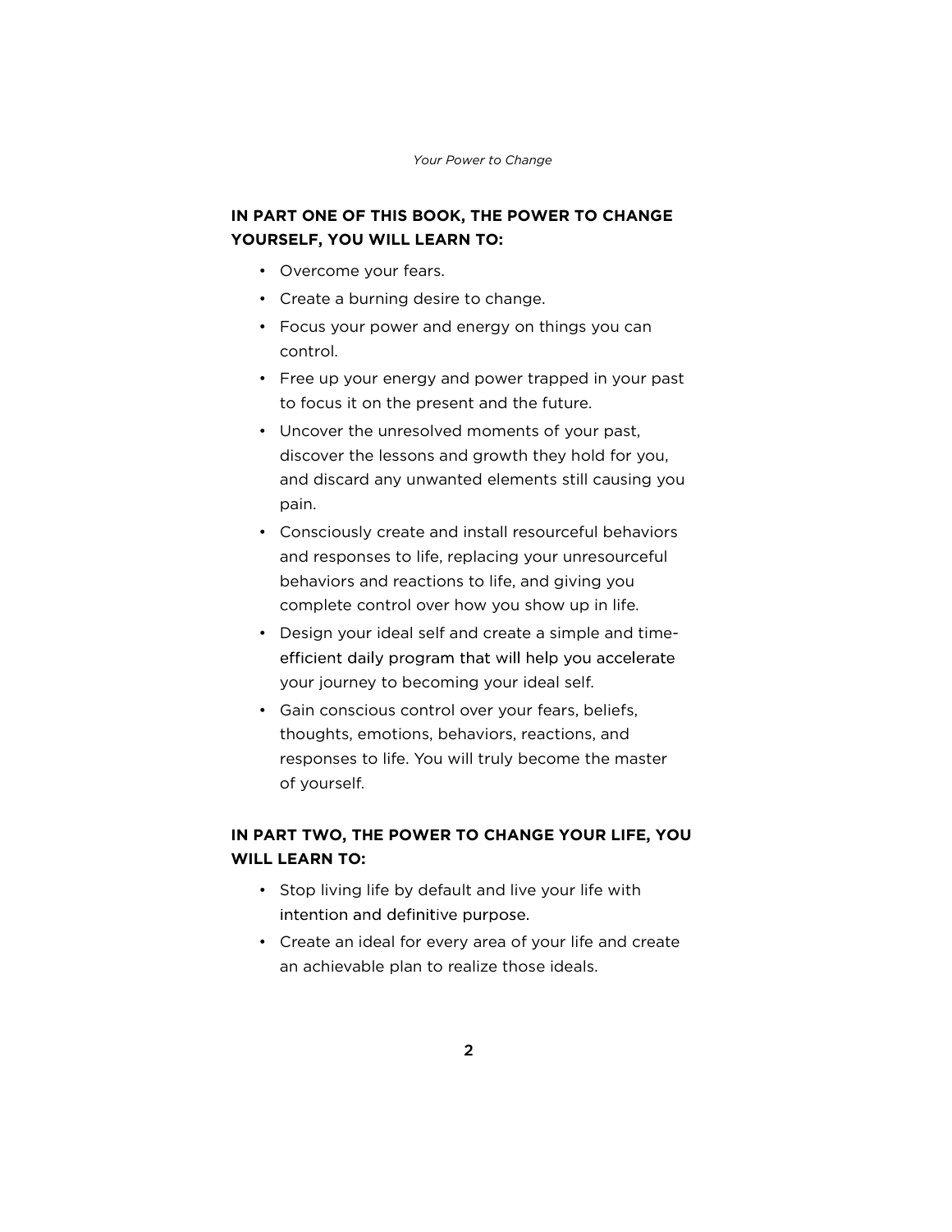**IN PART ONE OF THIS BOOK, THE POWER TO CHANGE YOURSELF, YOU WILL LEARN TO:**

- Overcome your fears.
- Create a burning desire to change.
- Focus your power and energy on things you can control.
- Free up your energy and power trapped in your past to focus it on the present and the future.
- Uncover the unresolved moments of your past, discover the lessons and growth they hold for you, and discard any unwanted elements still causing you pain.
- Consciously create and install resourceful behaviors and responses to life, replacing your unresourceful behaviors and reactions to life, and giving you complete control over how you show up in life.
- Design your ideal self and create a simple and time-efficient daily program that will help you accelerate your journey to becoming your ideal self.
- Gain conscious control over your fears, beliefs, thoughts, emotions, behaviors, reactions, and responses to life. You will truly become the master of yourself.

**IN PART TWO, THE POWER TO CHANGE YOUR LIFE, YOU WILL LEARN TO:**

- Stop living life by default and live your life with intention and definitive purpose.
- Create an ideal for every area of your life and create an achievable plan to realize those ideals.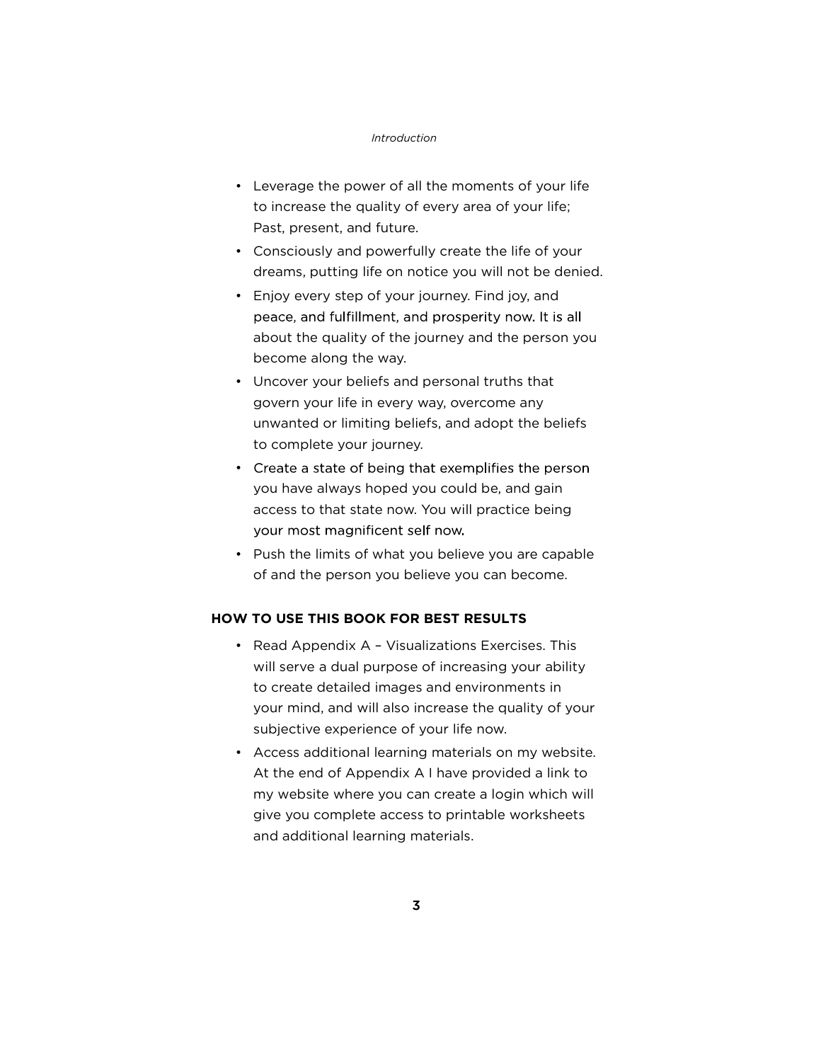- Leverage the power of all the moments of your life to increase the quality of every area of your life; Past, present, and future.
- Consciously and powerfully create the life of your dreams, putting life on notice you will not be denied.
- Enjoy every step of your journey. Find joy, and peace, and fulfillment, and prosperity now. It is all about the quality of the journey and the person you become along the way.
- Uncover your beliefs and personal truths that govern your life in every way, overcome any unwanted or limiting beliefs, and adopt the beliefs to complete your journey.
- Create a state of being that exemplifies the person you have always hoped you could be, and gain access to that state now. You will practice being your most magnificent self now.
- Push the limits of what you believe you are capable of and the person you believe you can become.

## HOW TO USE THIS BOOK FOR BEST RESULTS

- Read Appendix A – Visualizations Exercises. This will serve a dual purpose of increasing your ability to create detailed images and environments in your mind, and will also increase the quality of your subjective experience of your life now.
- Access additional learning materials on my website. At the end of Appendix A I have provided a link to my website where you can create a login which will give you complete access to printable worksheets and additional learning materials.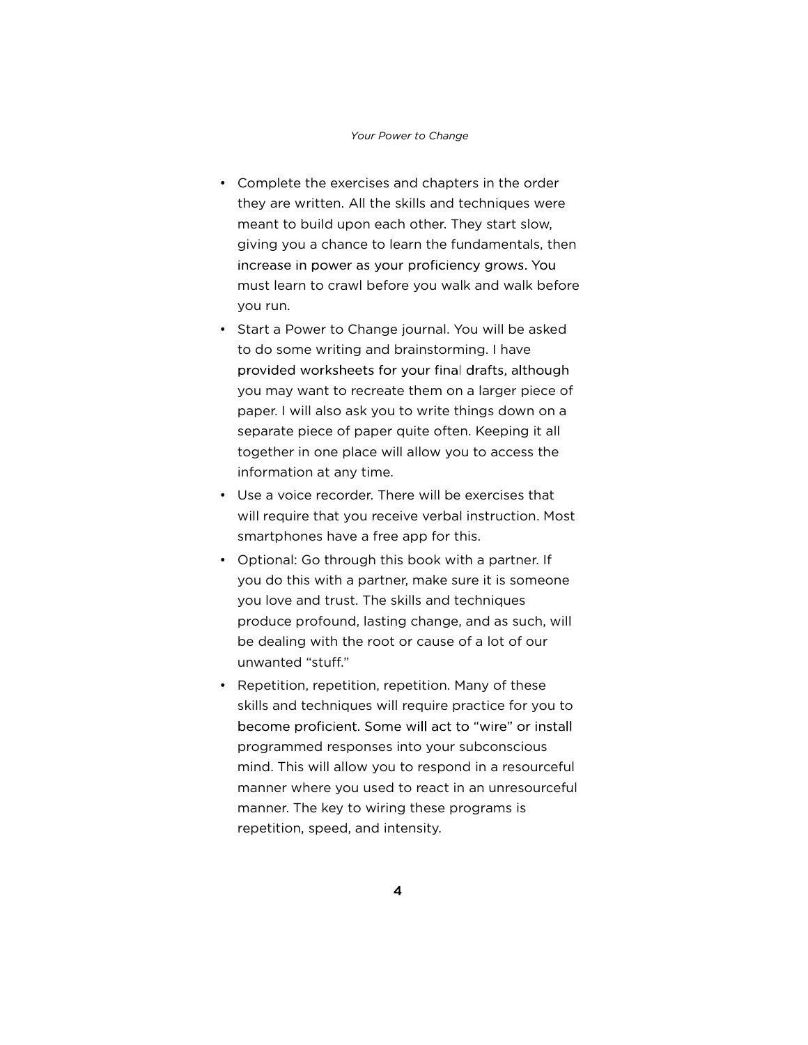- Complete the exercises and chapters in the order they are written. All the skills and techniques were meant to build upon each other. They start slow, giving you a chance to learn the fundamentals, then increase in power as your proficiency grows. You must learn to crawl before you walk and walk before you run.
- Start a Power to Change journal. You will be asked to do some writing and brainstorming. I have provided worksheets for your final drafts, although you may want to recreate them on a larger piece of paper. I will also ask you to write things down on a separate piece of paper quite often. Keeping it all together in one place will allow you to access the information at any time.
- Use a voice recorder. There will be exercises that will require that you receive verbal instruction. Most smartphones have a free app for this.
- Optional: Go through this book with a partner. If you do this with a partner, make sure it is someone you love and trust. The skills and techniques produce profound, lasting change, and as such, will be dealing with the root or cause of a lot of our unwanted "stuff."
- Repetition, repetition, repetition. Many of these skills and techniques will require practice for you to become proficient. Some will act to "wire" or install programmed responses into your subconscious mind. This will allow you to respond in a resourceful manner where you used to react in an unresourceful manner. The key to wiring these programs is repetition, speed, and intensity.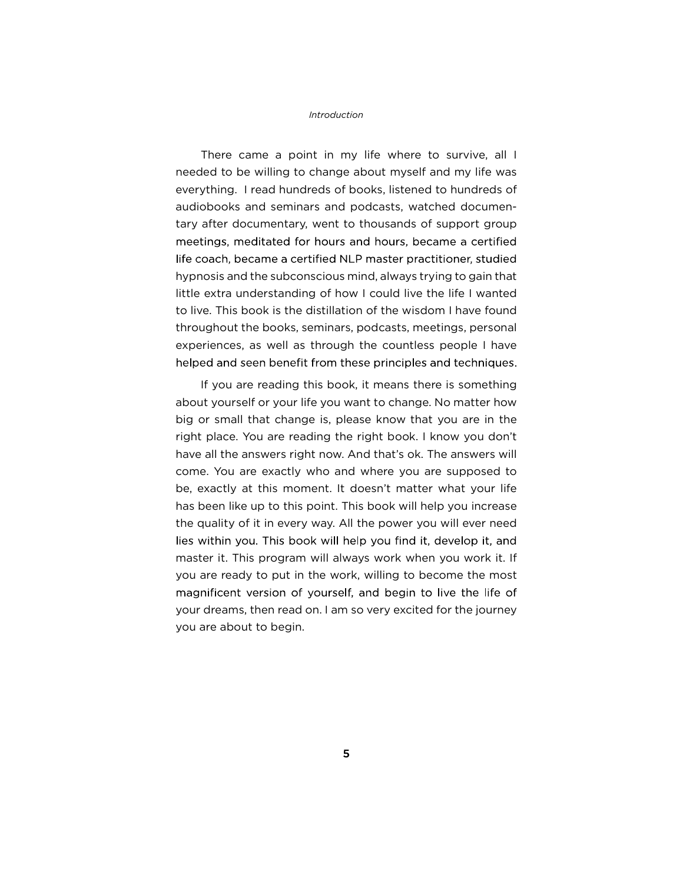There came a point in my life where to survive, all I needed to be willing to change about myself and my life was everything. I read hundreds of books, listened to hundreds of audiobooks and seminars and podcasts, watched documentary after documentary, went to thousands of support group meetings, meditated for hours and hours, became a certified life coach, became a certified NLP master practitioner, studied hypnosis and the subconscious mind, always trying to gain that little extra understanding of how I could live the life I wanted to live. This book is the distillation of the wisdom I have found throughout the books, seminars, podcasts, meetings, personal experiences, as well as through the countless people I have helped and seen benefit from these principles and techniques.

If you are reading this book, it means there is something about yourself or your life you want to change. No matter how big or small that change is, please know that you are in the right place. You are reading the right book. I know you don't have all the answers right now. And that's ok. The answers will come. You are exactly who and where you are supposed to be, exactly at this moment. It doesn't matter what your life has been like up to this point. This book will help you increase the quality of it in every way. All the power you will ever need lies within you. This book will help you find it, develop it, and master it. This program will always work when you work it. If you are ready to put in the work, willing to become the most magnificent version of yourself, and begin to live the life of your dreams, then read on. I am so very excited for the journey you are about to begin.